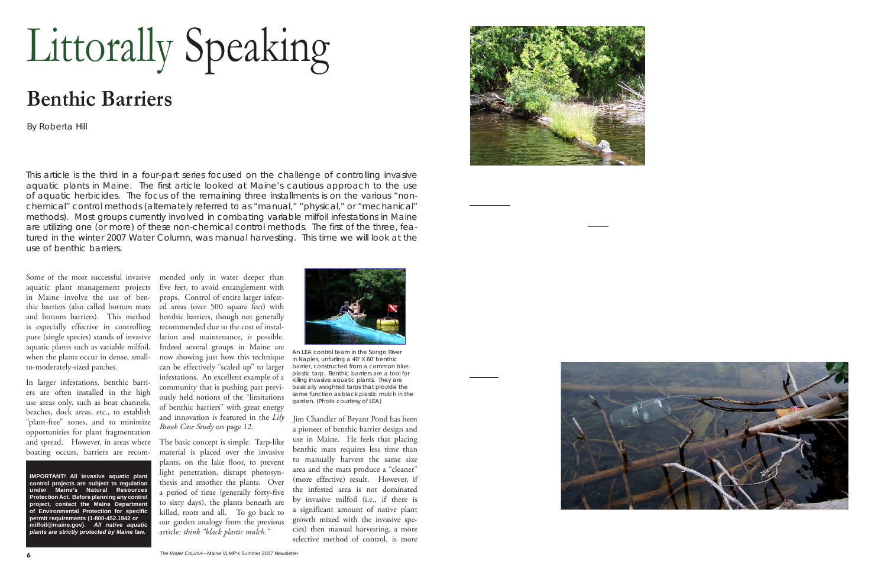# Littorally Speaking

## Benthic Barriers

By Roberta Hill

This article is the third in a four-part series focused on the challenge of controlling invasive aquatic plants in Maine. The first article looked at Maine's cautious approach to the use of aquatic herbicides. The focus of the remaining three installments is on the various "non-chemical" control methods (alternately referred to as "manual," "physical," or "mechanical" methods). Most groups currently involved in combating variable milfoil infestations in Maine are utilizing one (or more) of these non-chemical control methods. The first of the three, featured in the winter 2007 Water Column, was manual harvesting. This time we will look at the use of benthic barriers.

Some of the most successful invasive aquatic plant management projects in Maine involve the use of benthic barriers (also called bottom mats and bottom barriers). This method is especially effective in controlling pure (single species) stands of invasive aquatic plants such as variable milfoil, when the plants occur in dense, small-to-moderately-sized patches.

In larger infestations, benthic barriers are often installed in the high use areas only, such as boat channels, beaches, dock areas, etc., to establish "plant-free" zones, and to minimize opportunities for plant fragmentation and spread. However, in areas where boating occurs, barriers are recommended only in water deeper than five feet, to avoid entanglement with props. Control of entire larger infested areas (over 500 square feet) with benthic barriers, though not generally recommended due to the cost of installation and maintenance, *is* possible. Indeed several groups in Maine are now showing just how this technique can be effectively "scaled up" to larger infestations. An excellent example of a community that is pushing past previously held notions of the "limitations of benthic barriers" with great energy and innovation is featured in the *Lily Brook Case Study* on page 12.

**IMPORTANT! All invasive aquatic plant control projects are subject to regulation under Maine's Natural Resources Protection Act. Before planning any control project, contact the Maine Department of Environmental Protection for specific permit requirements (1-800-452.1942 or milfoil@maine.gov).** ***All native aquatic plants are strictly protected by Maine law.***

The basic concept is simple. Tarp-like material is placed over the invasive plants, on the lake floor, to prevent light penetration, disrupt photosynthesis and smother the plants. Over a period of time (generally forty-five to sixty days), the plants beneath are killed, roots and all. To go back to our garden analogy from the previous article*: think "black plastic mulch."*

An LEA control team in the Songo River in Naples, unfurling a 40' X 60' benthic barrier, constructed from a common blue plastic tarp. Benthic barriers are a tool for killing invasive aquatic plants. They are basically weighted tarps that provide the same function as black plastic mulch in the garden. (Photo courtesy of LEA)

Jim Chandler of Bryant Pond has been a pioneer of benthic barrier design and use in Maine. He feels that placing benthic mats requires less time than to manually harvest the same size area and the mats produce a "cleaner" (more effective) result. However, if the infested area is not dominated by invasive milfoil (i.e., if there is a significant amount of native plant growth mixed with the invasive species) then manual harvesting, a more selective method of control, is more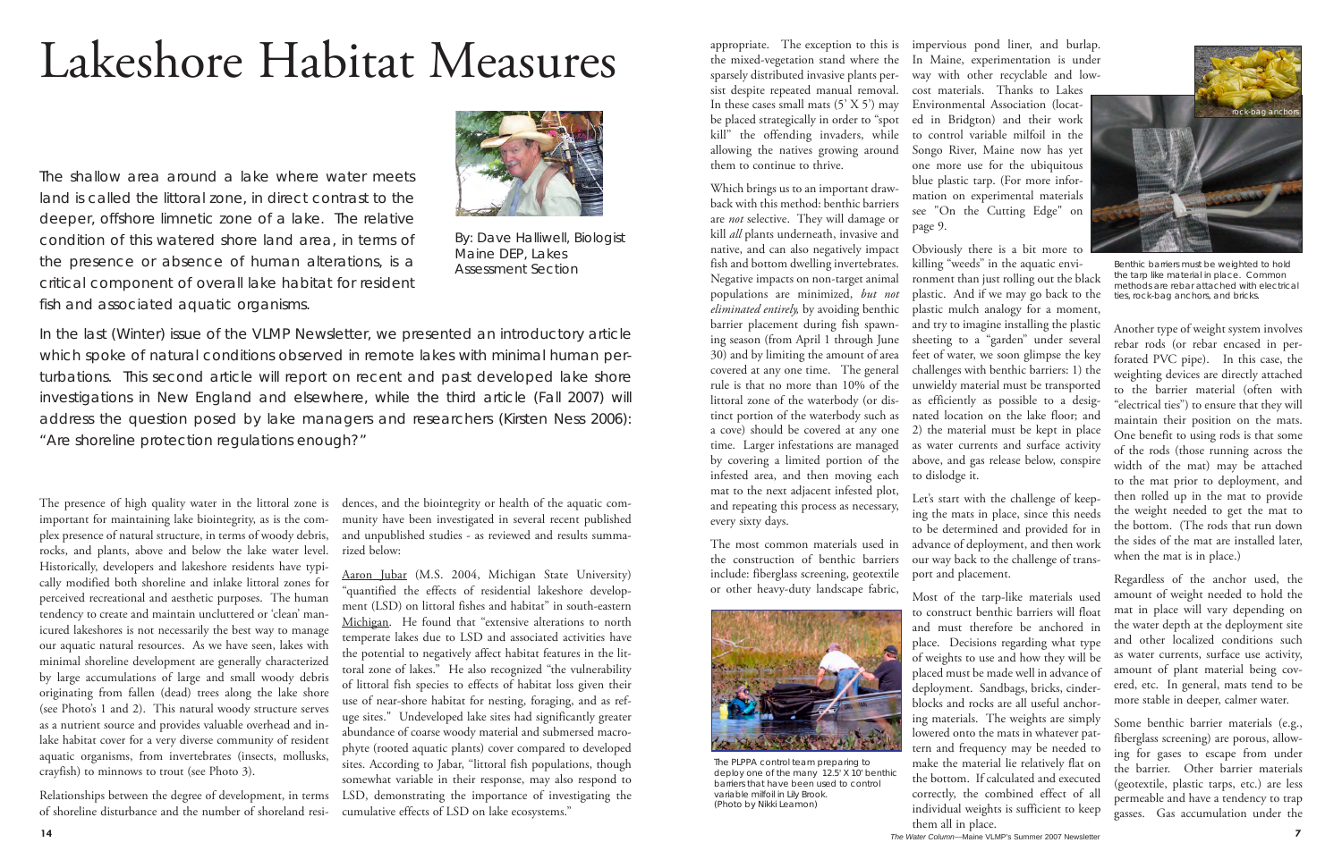# Lakeshore Habitat Measures

By: Dave Halliwell, Biologist
Maine DEP, Lakes Assessment Section

The shallow area around a lake where water meets land is called the littoral zone, in direct contrast to the deeper, offshore limnetic zone of a lake. The relative condition of this watered shore land area, in terms of the presence or absence of human alterations, is a critical component of overall lake habitat for resident fish and associated aquatic organisms.

In the last (Winter) issue of the VLMP Newsletter, we presented an introductory article which spoke of natural conditions observed in remote lakes with minimal human perturbations. This second article will report on recent and past developed lake shore investigations in New England and elsewhere, while the third article (Fall 2007) will address the question posed by lake managers and researchers (Kirsten Ness 2006): "Are shoreline protection regulations enough?"

The presence of high quality water in the littoral zone is important for maintaining lake biointegrity, as is the complex presence of natural structure, in terms of woody debris, rocks, and plants, above and below the lake water level. Historically, developers and lakeshore residents have typically modified both shoreline and inlake littoral zones for perceived recreational and aesthetic purposes. The human tendency to create and maintain uncluttered or 'clean' manicured lakeshores is not necessarily the best way to manage our aquatic natural resources. As we have seen, lakes with minimal shoreline development are generally characterized by large accumulations of large and small woody debris originating from fallen (dead) trees along the lake shore (see Photo's 1 and 2). This natural woody structure serves as a nutrient source and provides valuable overhead and in-lake habitat cover for a very diverse community of resident aquatic organisms, from invertebrates (insects, mollusks, crayfish) to minnows to trout (see Photo 3).

Relationships between the degree of development, in terms of shoreline disturbance and the number of shoreland residences, and the biointegrity or health of the aquatic community have been investigated in several recent published and unpublished studies - as reviewed and results summarized below:

Aaron Jubar (M.S. 2004, Michigan State University) "quantified the effects of residential lakeshore development (LSD) on littoral fishes and habitat" in south-eastern Michigan. He found that "extensive alterations to north temperate lakes due to LSD and associated activities have the potential to negatively affect habitat features in the littoral zone of lakes." He also recognized "the vulnerability of littoral fish species to effects of habitat loss given their use of near-shore habitat for nesting, foraging, and as refuge sites." Undeveloped lake sites had significantly greater abundance of coarse woody material and submersed macrophyte (rooted aquatic plants) cover compared to developed sites. According to Jabar, "littoral fish populations, though somewhat variable in their response, may also respond to LSD, demonstrating the importance of investigating the cumulative effects of LSD on lake ecosystems."

appropriate. The exception to this is the mixed-vegetation stand where the sparsely distributed invasive plants persist despite repeated manual removal. In these cases small mats (5' X 5') may be placed strategically in order to "spot kill" the offending invaders, while allowing the natives growing around them to continue to thrive.

Which brings us to an important drawback with this method: benthic barriers are *not* selective. They will damage or kill *all* plants underneath, invasive and native, and can also negatively impact fish and bottom dwelling invertebrates. Negative impacts on non-target animal populations are minimized, *but not eliminated entirely,* by avoiding benthic barrier placement during fish spawning season (from April 1 through June 30) and by limiting the amount of area covered at any one time. The general rule is that no more than 10% of the littoral zone of the waterbody (or distinct portion of the waterbody such as a cove) should be covered at any one time. Larger infestations are managed by covering a limited portion of the infested area, and then moving each mat to the next adjacent infested plot, and repeating this process as necessary, every sixty days.

The most common materials used in the construction of benthic barriers include: fiberglass screening, geotextile or other heavy-duty landscape fabric, impervious pond liner, and burlap. In Maine, experimentation is under way with other recyclable and low-cost materials. Thanks to Lakes Environmental Association (located in Bridgton) and their work to control variable milfoil in the Songo River, Maine now has yet one more use for the ubiquitous blue plastic tarp. (For more information on experimental materials see "On the Cutting Edge" on page 9.

The PLPPA control team preparing to deploy one of the many 12.5' X 10' benthic barriers that have been used to control variable milfoil in Lily Brook. (Photo by Nikki Learnon)

Obviously there is a bit more to killing "weeds" in the aquatic environment than just rolling out the black plastic. And if we may go back to the plastic mulch analogy for a moment, and try to imagine installing the plastic sheeting to a "garden" under several feet of water, we soon glimpse the key challenges with benthic barriers: 1) the unwieldy material must be transported as efficiently as possible to a designated location on the lake floor; and 2) the material must be kept in place as water currents and surface activity above, and gas release below, conspire to dislodge it.

Let's start with the challenge of keeping the mats in place, since this needs to be determined and provided for in advance of deployment, and then work our way back to the challenge of transport and placement.

Most of the tarp-like materials used to construct benthic barriers will float and must therefore be anchored in place. Decisions regarding what type of weights to use and how they will be placed must be made well in advance of deployment. Sandbags, bricks, cinderblocks and rocks are all useful anchoring materials. The weights are simply lowered onto the mats in whatever pattern and frequency may be needed to make the material lie relatively flat on the bottom. If calculated and executed correctly, the combined effect of all individual weights is sufficient to keep them all in place.

rock-bag anchors

Benthic barriers must be weighted to hold the tarp like material in place. Common methods are rebar attached with electrical ties, rock-bag anchors, and bricks.

Another type of weight system involves rebar rods (or rebar encased in perforated PVC pipe). In this case, the weighting devices are directly attached to the barrier material (often with "electrical ties") to ensure that they will maintain their position on the mats. One benefit to using rods is that some of the rods (those running across the width of the mat) may be attached to the mat prior to deployment, and then rolled up in the mat to provide the weight needed to get the mat to the bottom. (The rods that run down the sides of the mat are installed later, when the mat is in place.)

Regardless of the anchor used, the amount of weight needed to hold the mat in place will vary depending on the water depth at the deployment site and other localized conditions such as water currents, surface use activity, amount of plant material being covered, etc. In general, mats tend to be more stable in deeper, calmer water.

Some benthic barrier materials (e.g., fiberglass screening) are porous, allowing for gases to escape from under the barrier. Other barrier materials (geotextile, plastic tarps, etc.) are less permeable and have a tendency to trap gasses. Gas accumulation under the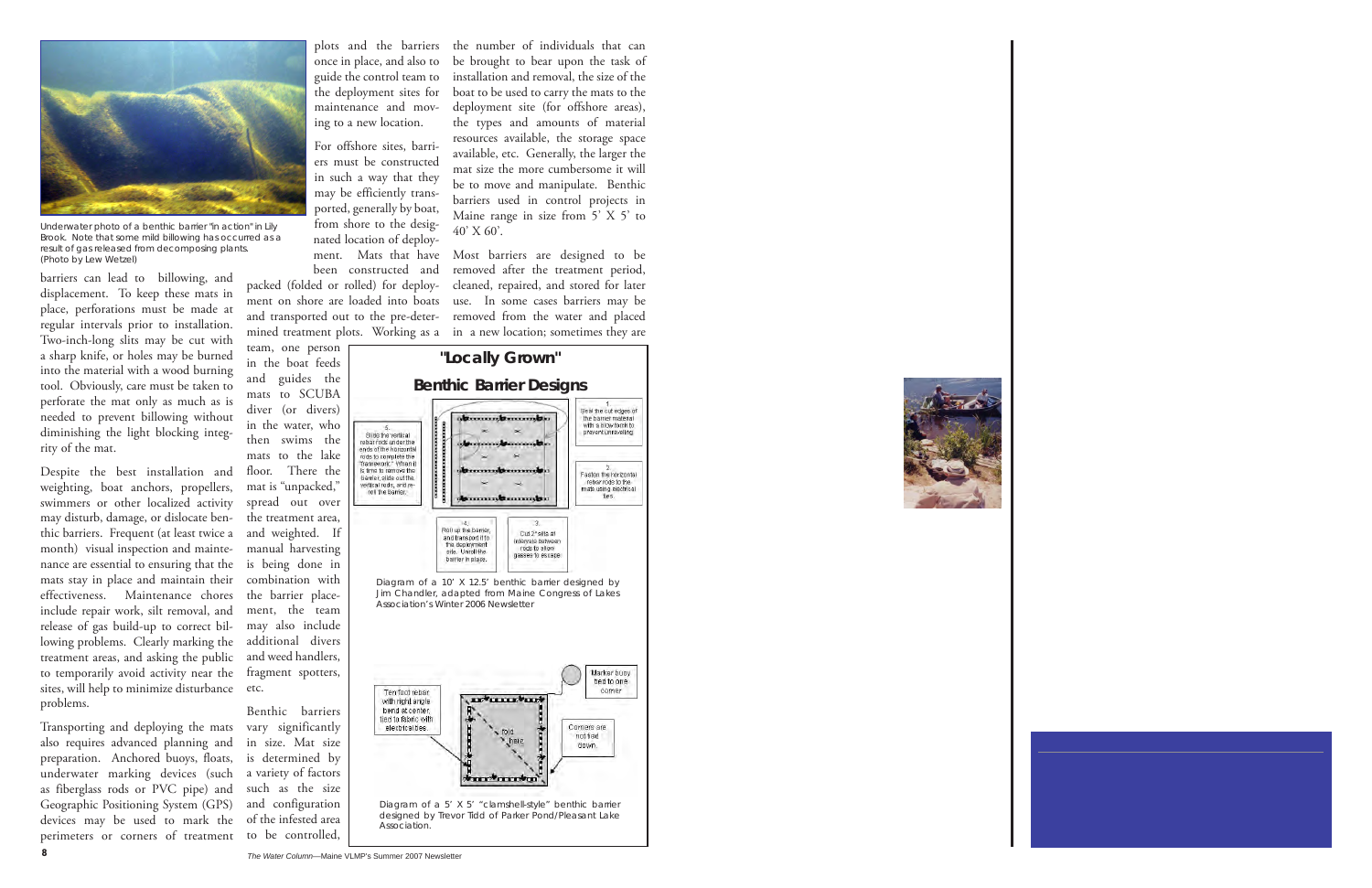Underwater photo of a benthic barrier "in action" in Lily Brook. Note that some mild billowing has occurred as a result of gas released from decomposing plants. (Photo by Lew Wetzel)

barriers can lead to billowing, and displacement. To keep these mats in place, perforations must be made at regular intervals prior to installation. Two-inch-long slits may be cut with a sharp knife, or holes may be burned into the material with a wood burning tool. Obviously, care must be taken to perforate the mat only as much as is needed to prevent billowing without diminishing the light blocking integrity of the mat.

Despite the best installation and weighting, boat anchors, propellers, swimmers or other localized activity may disturb, damage, or dislocate benthic barriers. Frequent (at least twice a month) visual inspection and maintenance are essential to ensuring that the mats stay in place and maintain their effectiveness. Maintenance chores include repair work, silt removal, and release of gas build-up to correct billowing problems. Clearly marking the treatment areas, and asking the public to temporarily avoid activity near the sites, will help to minimize disturbance problems.

Transporting and deploying the mats also requires advanced planning and preparation. Anchored buoys, floats, underwater marking devices (such as fiberglass rods or PVC pipe) and Geographic Positioning System (GPS) devices may be used to mark the perimeters or corners of treatment plots and the barriers once in place, and also to guide the control team to the deployment sites for maintenance and moving to a new location.

For offshore sites, barriers must be constructed in such a way that they may be efficiently transported, generally by boat, from shore to the designated location of deployment. Mats that have been constructed and packed (folded or rolled) for deployment on shore are loaded into boats and transported out to the pre-determined treatment plots. Working as a team, one person in the boat feeds and guides the mats to SCUBA diver (or divers) in the water, who then swims the mats to the lake floor. There the mat is "unpacked," spread out over the treatment area, and weighted. If manual harvesting is being done in combination with the barrier placement, the team may also include additional divers and weed handlers, fragment spotters, etc.

Benthic barriers vary significantly in size. Mat size is determined by a variety of factors such as the size and configuration of the infested area to be controlled, the number of individuals that can be brought to bear upon the task of installation and removal, the size of the boat to be used to carry the mats to the deployment site (for offshore areas), the types and amounts of material resources available, the storage space available, etc. Generally, the larger the mat size the more cumbersome it will be to move and manipulate. Benthic barriers used in control projects in Maine range in size from 5' X 5' to 40' X 60'.

Most barriers are designed to be removed after the treatment period, cleaned, repaired, and stored for later use. In some cases barriers may be removed from the water and placed in a new location; sometimes they are

## "Locally Grown" Benthic Barrier Designs

1. Seal the cut edges of the barrier material with a blow torch to prevent unraveling.
2. Fasten the horizontal rebar rods to the mats using electrical ties.
3. Cut 2" slits at intervals between rods to allow gasses to escape.
4. Roll up the barrier, and transport it to the deployment site. Unroll the barrier in place.
5. Slide the vertical rebar rods under the ends of the horizontal rods to complete the "framework." When it is time to remove the barrier, slide out the vertical rods, and re-roll the barrier.

Diagram of a 10' X 12.5' benthic barrier designed by Jim Chandler, adapted from Maine Congress of Lakes Association's Winter 2006 Newsletter

Ten foot rebar with right angle bend at center, tied to fabric with electrical ties

fold here

Marker buoy tied to one corner

Corners are not tied down.

Diagram of a 5' X 5' "clamshell-style" benthic barrier designed by Trevor Tidd of Parker Pond/Pleasant Lake Association.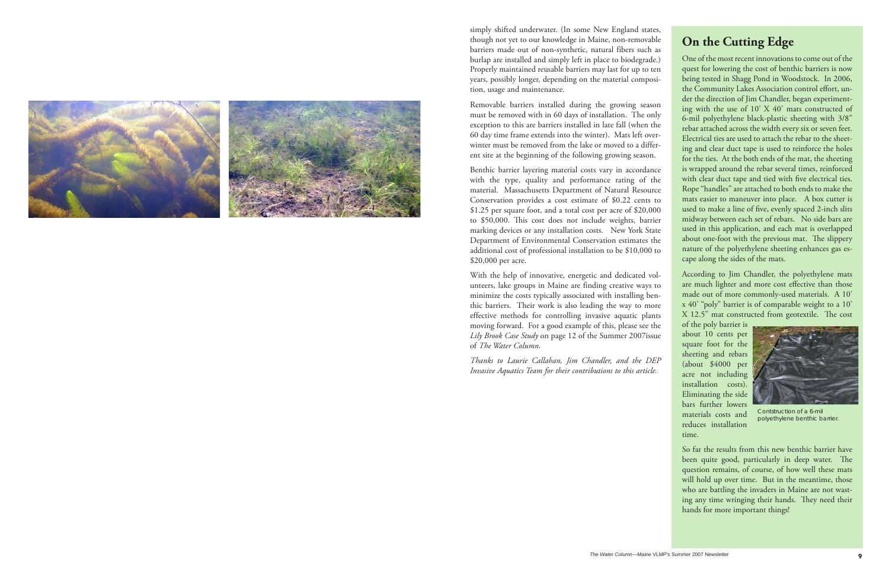simply shifted underwater. (In some New England states, though not yet to our knowledge in Maine, non-removable barriers made out of non-synthetic, natural fibers such as burlap are installed and simply left in place to biodegrade.) Properly maintained reusable barriers may last for up to ten years, possibly longer, depending on the material composition, usage and maintenance.

Removable barriers installed during the growing season must be removed with in 60 days of installation. The only exception to this are barriers installed in late fall (when the 60 day time frame extends into the winter). Mats left overwinter must be removed from the lake or moved to a different site at the beginning of the following growing season.

Benthic barrier layering material costs vary in accordance with the type, quality and performance rating of the material. Massachusetts Department of Natural Resource Conservation provides a cost estimate of $0.22 cents to $1.25 per square foot, and a total cost per acre of $20,000 to $50,000. This cost does not include weights, barrier marking devices or any installation costs. New York State Department of Environmental Conservation estimates the additional cost of professional installation to be $10,000 to $20,000 per acre.

With the help of innovative, energetic and dedicated volunteers, lake groups in Maine are finding creative ways to minimize the costs typically associated with installing benthic barriers. Their work is also leading the way to more effective methods for controlling invasive aquatic plants moving forward. For a good example of this, please see the *Lily Brook Case Study* on page 12 of the Summer 2007issue of *The Water Column*.

*Thanks to Laurie Callahan, Jim Chandler, and the DEP Invasive Aquatics Team for their contributions to this article.*

## On the Cutting Edge

One of the most recent innovations to come out of the quest for lowering the cost of benthic barriers is now being tested in Shagg Pond in Woodstock. In 2006, the Community Lakes Association control effort, under the direction of Jim Chandler, began experimenting with the use of 10' X 40' mats constructed of 6-mil polyethylene black-plastic sheeting with 3/8" rebar attached across the width every six or seven feet. Electrical ties are used to attach the rebar to the sheeting and clear duct tape is used to reinforce the holes for the ties. At the both ends of the mat, the sheeting is wrapped around the rebar several times, reinforced with clear duct tape and tied with five electrical ties. Rope "handles" are attached to both ends to make the mats easier to maneuver into place. A box cutter is used to make a line of five, evenly spaced 2-inch slits midway between each set of rebars. No side bars are used in this application, and each mat is overlapped about one-foot with the previous mat. The slippery nature of the polyethylene sheeting enhances gas escape along the sides of the mats.

According to Jim Chandler, the polyethylene mats are much lighter and more cost effective than those made out of more commonly-used materials. A 10' x 40' "poly" barrier is of comparable weight to a 10' X 12.5" mat constructed from geotextile. The cost of the poly barrier is about 10 cents per square foot for the sheeting and rebars (about $4000 per acre not including installation costs). Eliminating the side bars further lowers materials costs and reduces installation time.

Contstruction of a 6-mil polyethylene benthic barrier.

So far the results from this new benthic barrier have been quite good, particularly in deep water. The question remains, of course, of how well these mats will hold up over time. But in the meantime, those who are battling the invaders in Maine are not wasting any time wringing their hands. They need their hands for more important things!